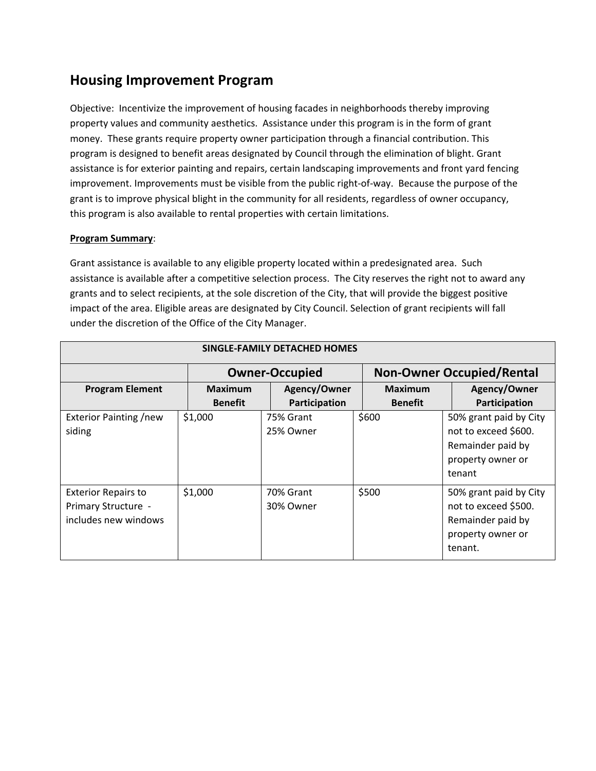## Housing Improvement Program

Objective: Incentivize the improvement of housing facades in neighborhoods thereby improving property values and community aesthetics. Assistance under this program is in the form of grant money. These grants require property owner participation through a financial contribution. This program is designed to benefit areas designated by Council through the elimination of blight. Grant assistance is for exterior painting and repairs, certain landscaping improvements and front yard fencing improvement. Improvements must be visible from the public right-of-way. Because the purpose of the grant is to improve physical blight in the community for all residents, regardless of owner occupancy, this program is also available to rental properties with certain limitations.

**Program Summary**:

Grant assistance is available to any eligible property located within a predesignated area. Such assistance is available after a competitive selection process. The City reserves the right not to award any grants and to select recipients, at the sole discretion of the City, that will provide the biggest positive impact of the area. Eligible areas are designated by City Council. Selection of grant recipients will fall under the discretion of the Office of the City Manager.

| SINGLE-FAMILY DETACHED HOMES | | | | |
|---|---|---|---|---|
| | Owner-Occupied | | Non-Owner Occupied/Rental | |
| Program Element | Maximum Benefit | Agency/Owner Participation | Maximum Benefit | Agency/Owner Participation |
| Exterior Painting /new siding | $1,000 | 75% Grant<br>25% Owner | $600 | 50% grant paid by City not to exceed $600. Remainder paid by property owner or tenant |
| Exterior Repairs to Primary Structure - includes new windows | $1,000 | 70% Grant<br>30% Owner | $500 | 50% grant paid by City not to exceed $500. Remainder paid by property owner or tenant. |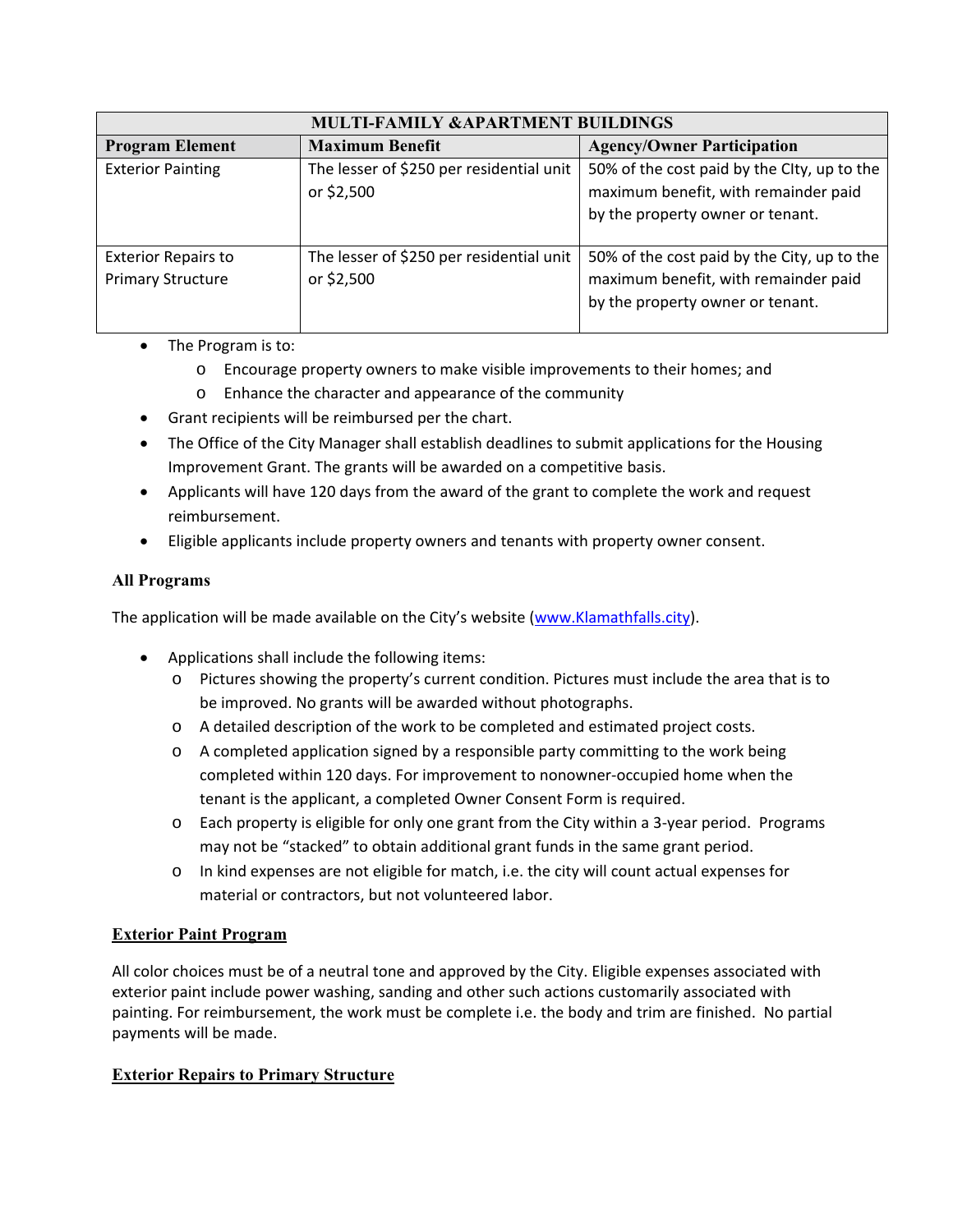| MULTI-FAMILY &APARTMENT BUILDINGS | | |
|---|---|---|
| **Program Element** | **Maximum Benefit** | **Agency/Owner Participation** |
| Exterior Painting | The lesser of $250 per residential unit or $2,500 | 50% of the cost paid by the CIty, up to the maximum benefit, with remainder paid by the property owner or tenant. |
| Exterior Repairs to Primary Structure | The lesser of $250 per residential unit or $2,500 | 50% of the cost paid by the City, up to the maximum benefit, with remainder paid by the property owner or tenant. |

- The Program is to:
  - Encourage property owners to make visible improvements to their homes; and
  - Enhance the character and appearance of the community
- Grant recipients will be reimbursed per the chart.
- The Office of the City Manager shall establish deadlines to submit applications for the Housing Improvement Grant. The grants will be awarded on a competitive basis.
- Applicants will have 120 days from the award of the grant to complete the work and request reimbursement.
- Eligible applicants include property owners and tenants with property owner consent.

**All Programs**

The application will be made available on the City's website (www.Klamathfalls.city).

- Applications shall include the following items:
  - Pictures showing the property's current condition. Pictures must include the area that is to be improved. No grants will be awarded without photographs.
  - A detailed description of the work to be completed and estimated project costs.
  - A completed application signed by a responsible party committing to the work being completed within 120 days. For improvement to nonowner-occupied home when the tenant is the applicant, a completed Owner Consent Form is required.
  - Each property is eligible for only one grant from the City within a 3-year period. Programs may not be "stacked" to obtain additional grant funds in the same grant period.
  - In kind expenses are not eligible for match, i.e. the city will count actual expenses for material or contractors, but not volunteered labor.

**Exterior Paint Program**

All color choices must be of a neutral tone and approved by the City. Eligible expenses associated with exterior paint include power washing, sanding and other such actions customarily associated with painting. For reimbursement, the work must be complete i.e. the body and trim are finished. No partial payments will be made.

**Exterior Repairs to Primary Structure**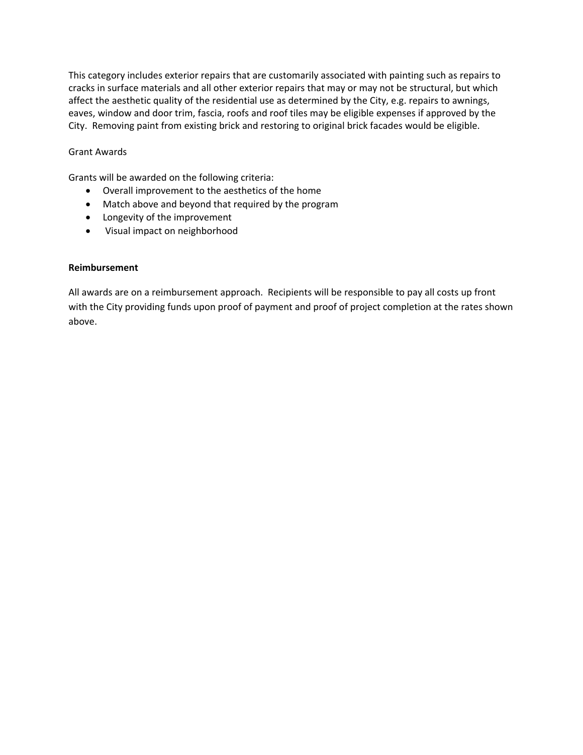This category includes exterior repairs that are customarily associated with painting such as repairs to cracks in surface materials and all other exterior repairs that may or may not be structural, but which affect the aesthetic quality of the residential use as determined by the City, e.g. repairs to awnings, eaves, window and door trim, fascia, roofs and roof tiles may be eligible expenses if approved by the City. Removing paint from existing brick and restoring to original brick facades would be eligible.

Grant Awards

Grants will be awarded on the following criteria:

- Overall improvement to the aesthetics of the home
- Match above and beyond that required by the program
- Longevity of the improvement
- Visual impact on neighborhood

**Reimbursement**

All awards are on a reimbursement approach. Recipients will be responsible to pay all costs up front with the City providing funds upon proof of payment and proof of project completion at the rates shown above.